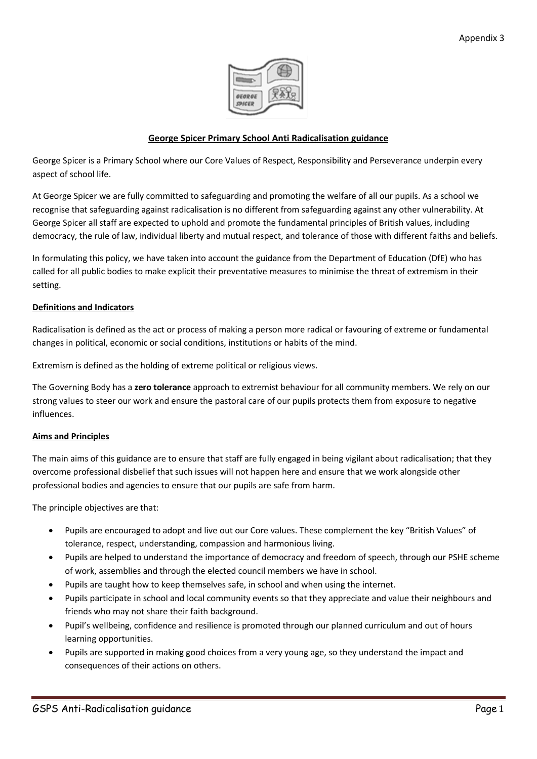Appendix 3

## George Spicer Primary School Anti Radicalisation guidance

George Spicer is a Primary School where our Core Values of Respect, Responsibility and Perseverance underpin every aspect of school life.

At George Spicer we are fully committed to safeguarding and promoting the welfare of all our pupils. As a school we recognise that safeguarding against radicalisation is no different from safeguarding against any other vulnerability. At George Spicer all staff are expected to uphold and promote the fundamental principles of British values, including democracy, the rule of law, individual liberty and mutual respect, and tolerance of those with different faiths and beliefs.

In formulating this policy, we have taken into account the guidance from the Department of Education (DfE) who has called for all public bodies to make explicit their preventative measures to minimise the threat of extremism in their setting.

### Definitions and Indicators

Radicalisation is defined as the act or process of making a person more radical or favouring of extreme or fundamental changes in political, economic or social conditions, institutions or habits of the mind.

Extremism is defined as the holding of extreme political or religious views.

The Governing Body has a **zero tolerance** approach to extremist behaviour for all community members. We rely on our strong values to steer our work and ensure the pastoral care of our pupils protects them from exposure to negative influences.

### Aims and Principles

The main aims of this guidance are to ensure that staff are fully engaged in being vigilant about radicalisation; that they overcome professional disbelief that such issues will not happen here and ensure that we work alongside other professional bodies and agencies to ensure that our pupils are safe from harm.

The principle objectives are that:

- Pupils are encouraged to adopt and live out our Core values. These complement the key "British Values" of tolerance, respect, understanding, compassion and harmonious living.
- Pupils are helped to understand the importance of democracy and freedom of speech, through our PSHE scheme of work, assemblies and through the elected council members we have in school.
- Pupils are taught how to keep themselves safe, in school and when using the internet.
- Pupils participate in school and local community events so that they appreciate and value their neighbours and friends who may not share their faith background.
- Pupil's wellbeing, confidence and resilience is promoted through our planned curriculum and out of hours learning opportunities.
- Pupils are supported in making good choices from a very young age, so they understand the impact and consequences of their actions on others.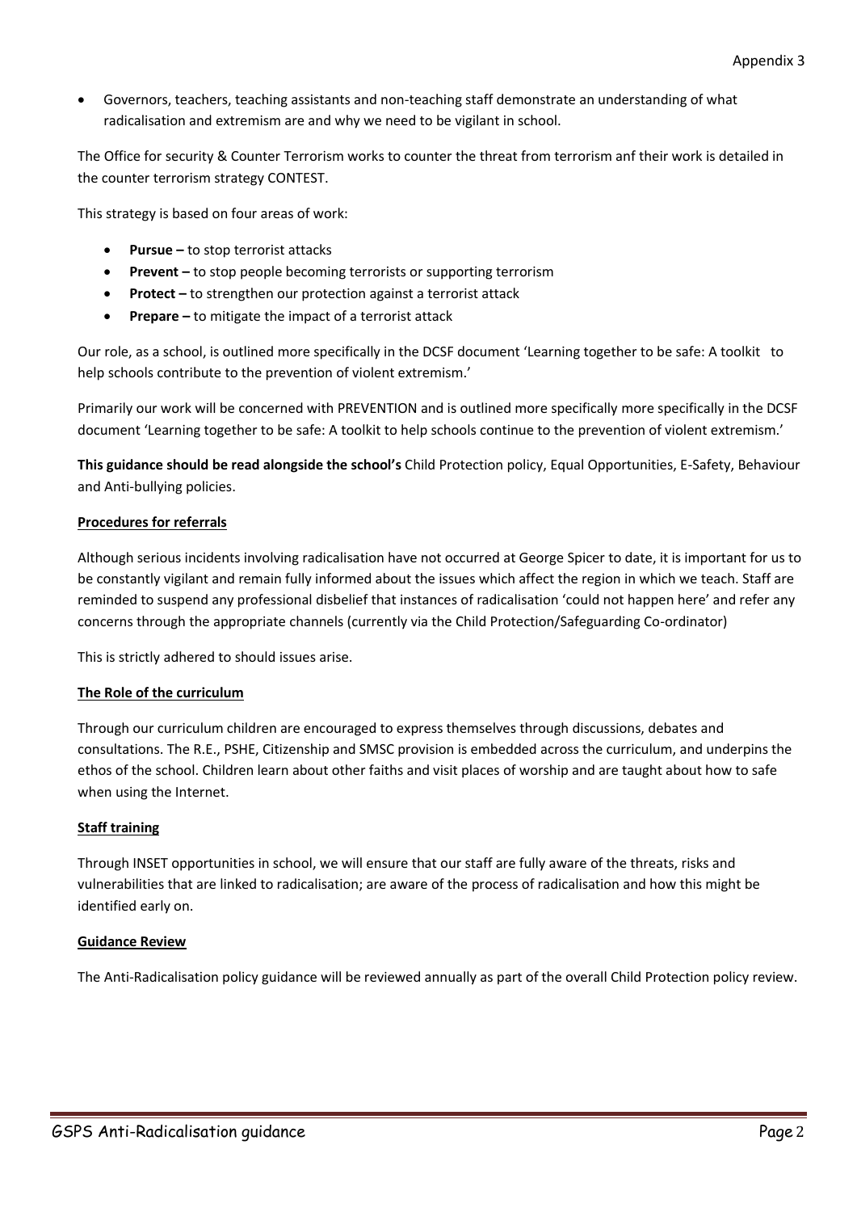- Governors, teachers, teaching assistants and non-teaching staff demonstrate an understanding of what radicalisation and extremism are and why we need to be vigilant in school.

The Office for security & Counter Terrorism works to counter the threat from terrorism anf their work is detailed in the counter terrorism strategy CONTEST.

This strategy is based on four areas of work:

- **Pursue –** to stop terrorist attacks
- **Prevent –** to stop people becoming terrorists or supporting terrorism
- **Protect –** to strengthen our protection against a terrorist attack
- **Prepare –** to mitigate the impact of a terrorist attack

Our role, as a school, is outlined more specifically in the DCSF document 'Learning together to be safe: A toolkit to help schools contribute to the prevention of violent extremism.'

Primarily our work will be concerned with PREVENTION and is outlined more specifically more specifically in the DCSF document 'Learning together to be safe: A toolkit to help schools continue to the prevention of violent extremism.'

**This guidance should be read alongside the school's** Child Protection policy, Equal Opportunities, E-Safety, Behaviour and Anti-bullying policies.

**Procedures for referrals**

Although serious incidents involving radicalisation have not occurred at George Spicer to date, it is important for us to be constantly vigilant and remain fully informed about the issues which affect the region in which we teach. Staff are reminded to suspend any professional disbelief that instances of radicalisation 'could not happen here' and refer any concerns through the appropriate channels (currently via the Child Protection/Safeguarding Co-ordinator)

This is strictly adhered to should issues arise.

**The Role of the curriculum**

Through our curriculum children are encouraged to express themselves through discussions, debates and consultations. The R.E., PSHE, Citizenship and SMSC provision is embedded across the curriculum, and underpins the ethos of the school. Children learn about other faiths and visit places of worship and are taught about how to safe when using the Internet.

**Staff training**

Through INSET opportunities in school, we will ensure that our staff are fully aware of the threats, risks and vulnerabilities that are linked to radicalisation; are aware of the process of radicalisation and how this might be identified early on.

**Guidance Review**

The Anti-Radicalisation policy guidance will be reviewed annually as part of the overall Child Protection policy review.